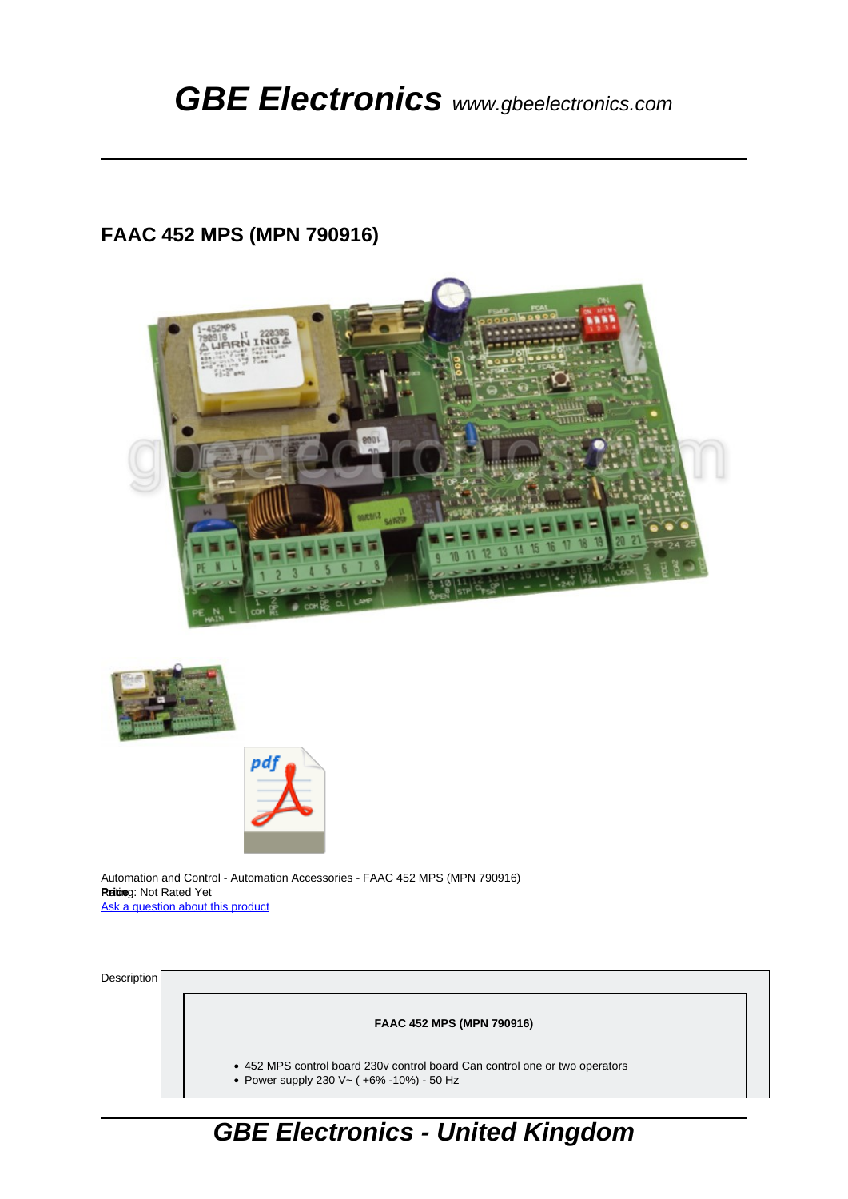# GBE Electronics *www.gbeelectronics.com*

## FAAC 452 MPS (MPN 790916)

Automation and Control - Automation Accessories - FAAC 452 MPS (MPN 790916)
Rating: Not Rated Yet
[Ask a question about this product]

Description

**FAAC 452 MPS (MPN 790916)**

- 452 MPS control board 230v control board Can control one or two operators
- Power supply 230 V~ ( +6% -10%) - 50 Hz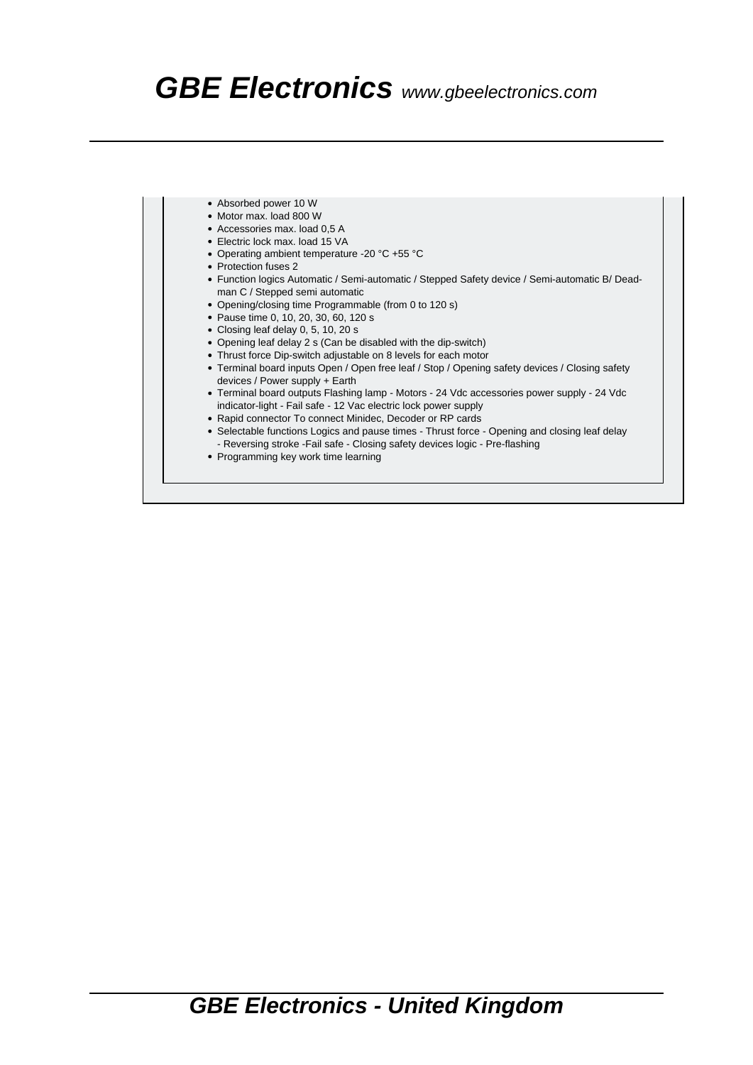- Absorbed power 10 W
- Motor max. load 800 W
- Accessories max. load 0,5 A
- Electric lock max. load 15 VA
- Operating ambient temperature -20 °C +55 °C
- Protection fuses 2
- Function logics Automatic / Semi-automatic / Stepped Safety device / Semi-automatic B/ Dead-man C / Stepped semi automatic
- Opening/closing time Programmable (from 0 to 120 s)
- Pause time 0, 10, 20, 30, 60, 120 s
- Closing leaf delay 0, 5, 10, 20 s
- Opening leaf delay 2 s (Can be disabled with the dip-switch)
- Thrust force Dip-switch adjustable on 8 levels for each motor
- Terminal board inputs Open / Open free leaf / Stop / Opening safety devices / Closing safety devices / Power supply + Earth
- Terminal board outputs Flashing lamp - Motors - 24 Vdc accessories power supply - 24 Vdc indicator-light - Fail safe - 12 Vac electric lock power supply
- Rapid connector To connect Minidec, Decoder or RP cards
- Selectable functions Logics and pause times - Thrust force - Opening and closing leaf delay - Reversing stroke -Fail safe - Closing safety devices logic - Pre-flashing
- Programming key work time learning